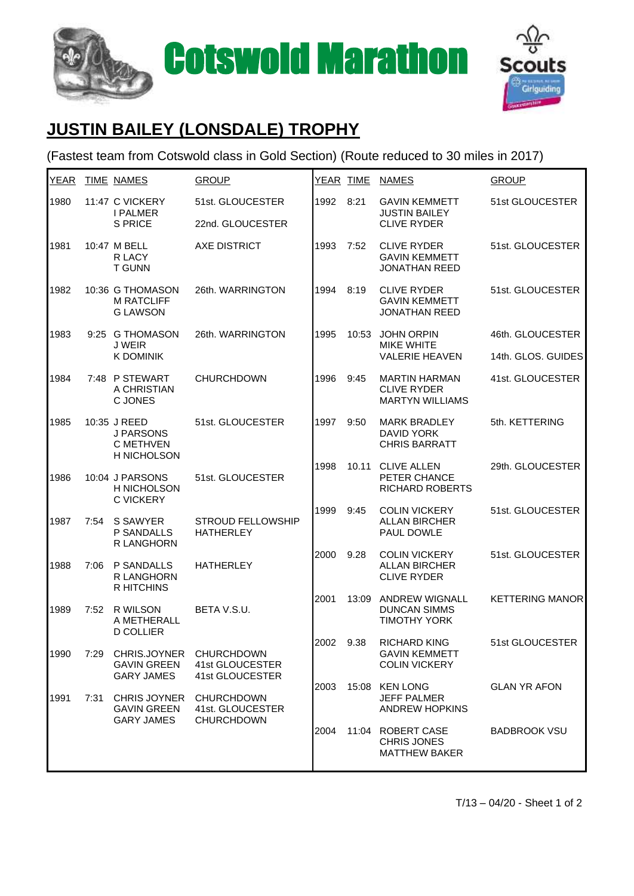# Cotswold Marathon

## JUSTIN BAILEY (LONSDALE) TROPHY

(Fastest team from Cotswold class in Gold Section) (Route reduced to 30 miles in 2017)

| YEAR | TIME | NAMES | GROUP |
|---|---|---|---|
| 1980 | 11:47 | C VICKERY<br>I PALMER<br>S PRICE | 51st. GLOUCESTER<br><br>22nd. GLOUCESTER |
| 1981 | 10:47 | M BELL<br>R LACY<br>T GUNN | AXE DISTRICT |
| 1982 | 10:36 | G THOMASON<br>M RATCLIFF<br>G LAWSON | 26th. WARRINGTON |
| 1983 | 9:25 | G THOMASON<br>J WEIR<br>K DOMINIK | 26th. WARRINGTON |
| 1984 | 7:48 | P STEWART<br>A CHRISTIAN<br>C JONES | CHURCHDOWN |
| 1985 | 10:35 | J REED<br>J PARSONS<br>C METHVEN<br>H NICHOLSON | 51st. GLOUCESTER |
| 1986 | 10:04 | J PARSONS<br>H NICHOLSON<br>C VICKERY | 51st. GLOUCESTER |
| 1987 | 7:54 | S SAWYER<br>P SANDALLS<br>R LANGHORN | STROUD FELLOWSHIP<br>HATHERLEY |
| 1988 | 7:06 | P SANDALLS<br>R LANGHORN<br>R HITCHINS | HATHERLEY |
| 1989 | 7:52 | R WILSON<br>A METHERALL<br>D COLLIER | BETA V.S.U. |
| 1990 | 7:29 | CHRIS.JOYNER<br>GAVIN GREEN<br>GARY JAMES | CHURCHDOWN<br>41st GLOUCESTER<br>41st GLOUCESTER |
| 1991 | 7:31 | CHRIS JOYNER<br>GAVIN GREEN<br>GARY JAMES | CHURCHDOWN<br>41st. GLOUCESTER<br>CHURCHDOWN |
| 1992 | 8:21 | GAVIN KEMMETT<br>JUSTIN BAILEY<br>CLIVE RYDER | 51st GLOUCESTER |
| 1993 | 7:52 | CLIVE RYDER<br>GAVIN KEMMETT<br>JONATHAN REED | 51st. GLOUCESTER |
| 1994 | 8:19 | CLIVE RYDER<br>GAVIN KEMMETT<br>JONATHAN REED | 51st. GLOUCESTER |
| 1995 | 10:53 | JOHN ORPIN<br>MIKE WHITE<br>VALERIE HEAVEN | 46th. GLOUCESTER<br><br>14th. GLOS. GUIDES |
| 1996 | 9:45 | MARTIN HARMAN<br>CLIVE RYDER<br>MARTYN WILLIAMS | 41st. GLOUCESTER |
| 1997 | 9:50 | MARK BRADLEY<br>DAVID YORK<br>CHRIS BARRATT | 5th. KETTERING |
| 1998 | 10.11 | CLIVE ALLEN<br>PETER CHANCE<br>RICHARD ROBERTS | 29th. GLOUCESTER |
| 1999 | 9:45 | COLIN VICKERY<br>ALLAN BIRCHER<br>PAUL DOWLE | 51st. GLOUCESTER |
| 2000 | 9.28 | COLIN VICKERY<br>ALLAN BIRCHER<br>CLIVE RYDER | 51st. GLOUCESTER |
| 2001 | 13:09 | ANDREW WIGNALL<br>DUNCAN SIMMS<br>TIMOTHY YORK | KETTERING MANOR |
| 2002 | 9.38 | RICHARD KING<br>GAVIN KEMMETT<br>COLIN VICKERY | 51st GLOUCESTER |
| 2003 | 15:08 | KEN LONG<br>JEFF PALMER<br>ANDREW HOPKINS | GLAN YR AFON |
| 2004 | 11:04 | ROBERT CASE<br>CHRIS JONES<br>MATTHEW BAKER | BADBROOK VSU |

T/13 – 04/20 - Sheet 1 of 2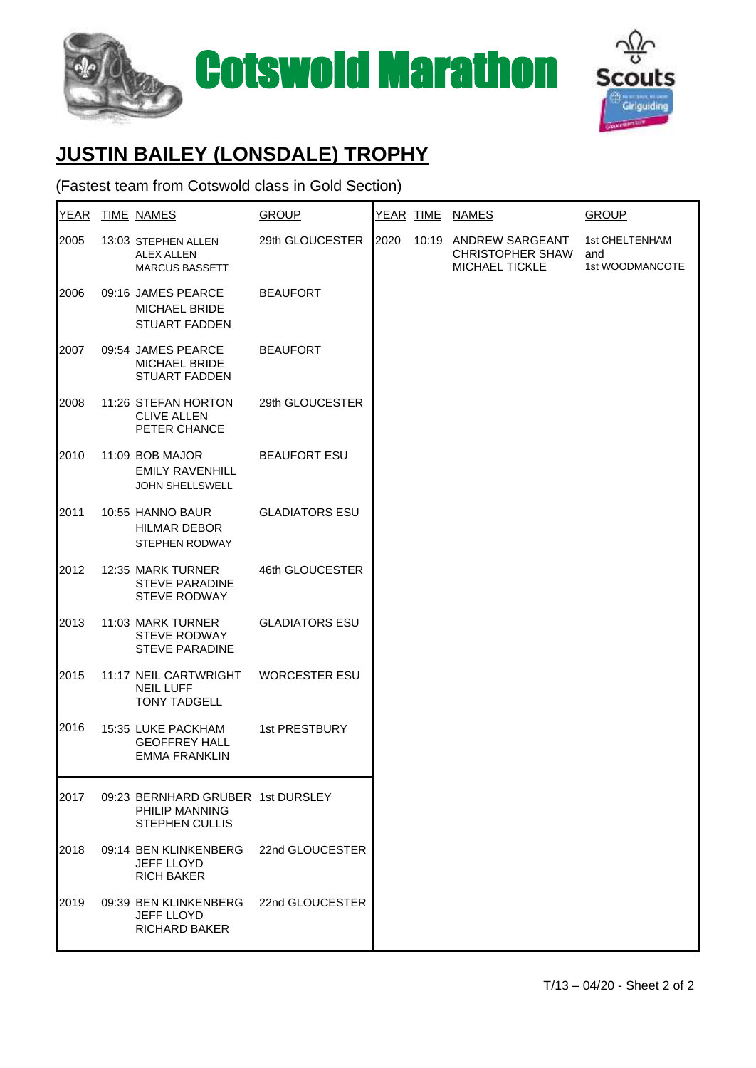# Cotswold Marathon

## JUSTIN BAILEY (LONSDALE) TROPHY

(Fastest team from Cotswold class in Gold Section)

| YEAR | TIME | NAMES | GROUP |
|---|---|---|---|
| 2005 | 13:03 | STEPHEN ALLEN<br>ALEX ALLEN<br>MARCUS BASSETT | 29th GLOUCESTER |
| 2006 | 09:16 | JAMES PEARCE<br>MICHAEL BRIDE<br>STUART FADDEN | BEAUFORT |
| 2007 | 09:54 | JAMES PEARCE<br>MICHAEL BRIDE<br>STUART FADDEN | BEAUFORT |
| 2008 | 11:26 | STEFAN HORTON<br>CLIVE ALLEN<br>PETER CHANCE | 29th GLOUCESTER |
| 2010 | 11:09 | BOB MAJOR<br>EMILY RAVENHILL<br>JOHN SHELLSWELL | BEAUFORT ESU |
| 2011 | 10:55 | HANNO BAUR<br>HILMAR DEBOR<br>STEPHEN RODWAY | GLADIATORS ESU |
| 2012 | 12:35 | MARK TURNER<br>STEVE PARADINE<br>STEVE RODWAY | 46th GLOUCESTER |
| 2013 | 11:03 | MARK TURNER<br>STEVE RODWAY<br>STEVE PARADINE | GLADIATORS ESU |
| 2015 | 11:17 | NEIL CARTWRIGHT<br>NEIL LUFF<br>TONY TADGELL | WORCESTER ESU |
| 2016 | 15:35 | LUKE PACKHAM<br>GEOFFREY HALL<br>EMMA FRANKLIN | 1st PRESTBURY |
| 2017 | 09:23 | BERNHARD GRUBER<br>PHILIP MANNING<br>STEPHEN CULLIS | 1st DURSLEY |
| 2018 | 09:14 | BEN KLINKENBERG<br>JEFF LLOYD<br>RICH BAKER | 22nd GLOUCESTER |
| 2019 | 09:39 | BEN KLINKENBERG<br>JEFF LLOYD<br>RICHARD BAKER | 22nd GLOUCESTER |
| 2020 | 10:19 | ANDREW SARGEANT<br>CHRISTOPHER SHAW<br>MICHAEL TICKLE | 1st CHELTENHAM and 1st WOODMANCOTE |

T/13 – 04/20 - Sheet 2 of 2